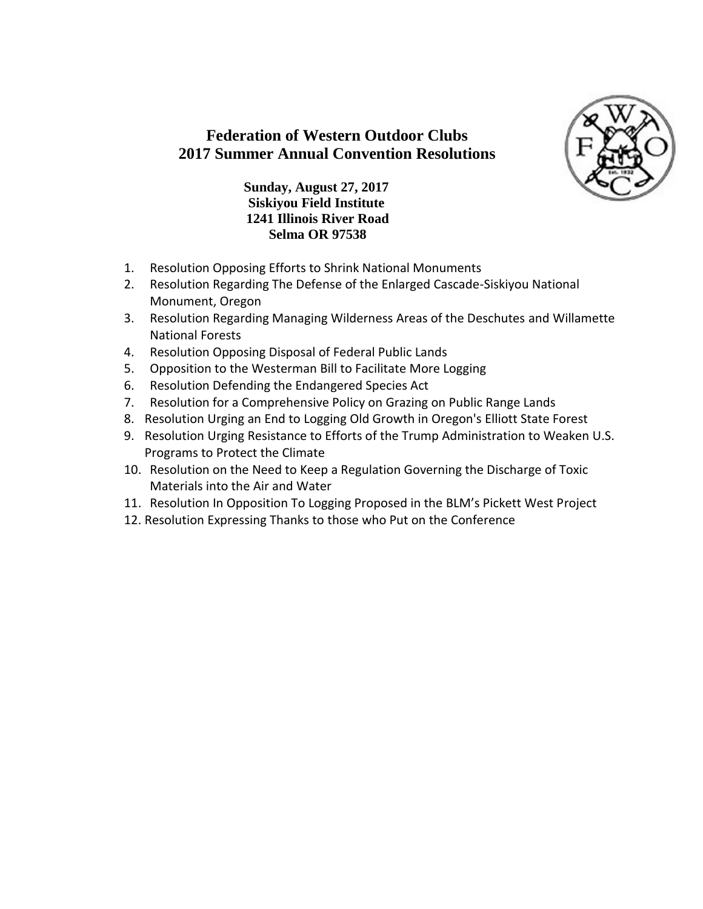# Federation of Western Outdoor Clubs
# 2017 Summer Annual Convention Resolutions

**Sunday, August 27, 2017**
**Siskiyou Field Institute**
**1241 Illinois River Road**
**Selma OR 97538**

1. Resolution Opposing Efforts to Shrink National Monuments
2. Resolution Regarding The Defense of the Enlarged Cascade-Siskiyou National Monument, Oregon
3. Resolution Regarding Managing Wilderness Areas of the Deschutes and Willamette National Forests
4. Resolution Opposing Disposal of Federal Public Lands
5. Opposition to the Westerman Bill to Facilitate More Logging
6. Resolution Defending the Endangered Species Act
7. Resolution for a Comprehensive Policy on Grazing on Public Range Lands
8. Resolution Urging an End to Logging Old Growth in Oregon's Elliott State Forest
9. Resolution Urging Resistance to Efforts of the Trump Administration to Weaken U.S. Programs to Protect the Climate
10. Resolution on the Need to Keep a Regulation Governing the Discharge of Toxic Materials into the Air and Water
11. Resolution In Opposition To Logging Proposed in the BLM's Pickett West Project
12. Resolution Expressing Thanks to those who Put on the Conference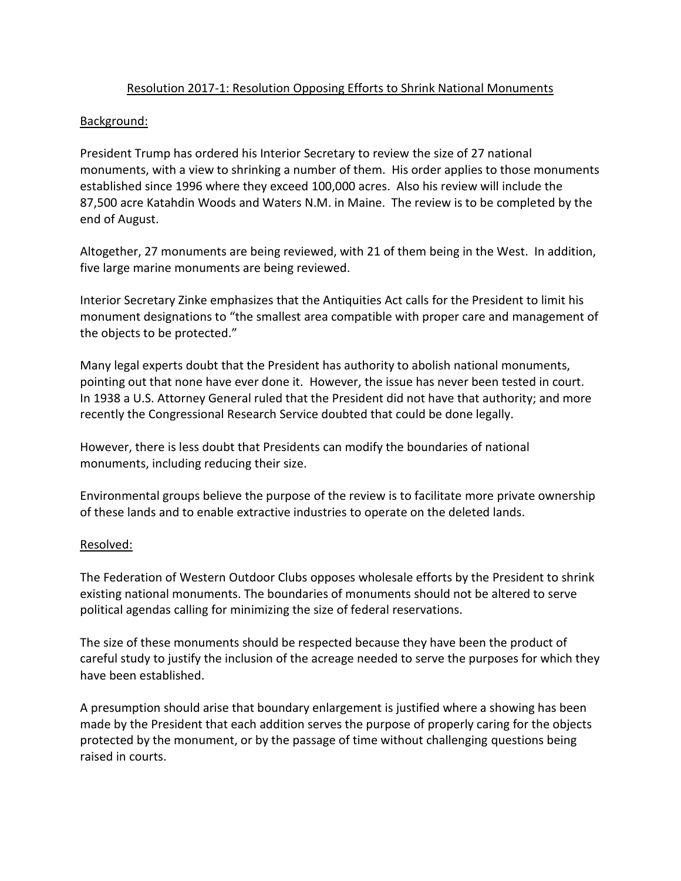## Resolution 2017-1: Resolution Opposing Efforts to Shrink National Monuments

### Background:

President Trump has ordered his Interior Secretary to review the size of 27 national monuments, with a view to shrinking a number of them. His order applies to those monuments established since 1996 where they exceed 100,000 acres. Also his review will include the 87,500 acre Katahdin Woods and Waters N.M. in Maine. The review is to be completed by the end of August.

Altogether, 27 monuments are being reviewed, with 21 of them being in the West. In addition, five large marine monuments are being reviewed.

Interior Secretary Zinke emphasizes that the Antiquities Act calls for the President to limit his monument designations to "the smallest area compatible with proper care and management of the objects to be protected."

Many legal experts doubt that the President has authority to abolish national monuments, pointing out that none have ever done it. However, the issue has never been tested in court. In 1938 a U.S. Attorney General ruled that the President did not have that authority; and more recently the Congressional Research Service doubted that could be done legally.

However, there is less doubt that Presidents can modify the boundaries of national monuments, including reducing their size.

Environmental groups believe the purpose of the review is to facilitate more private ownership of these lands and to enable extractive industries to operate on the deleted lands.

### Resolved:

The Federation of Western Outdoor Clubs opposes wholesale efforts by the President to shrink existing national monuments. The boundaries of monuments should not be altered to serve political agendas calling for minimizing the size of federal reservations.

The size of these monuments should be respected because they have been the product of careful study to justify the inclusion of the acreage needed to serve the purposes for which they have been established.

A presumption should arise that boundary enlargement is justified where a showing has been made by the President that each addition serves the purpose of properly caring for the objects protected by the monument, or by the passage of time without challenging questions being raised in courts.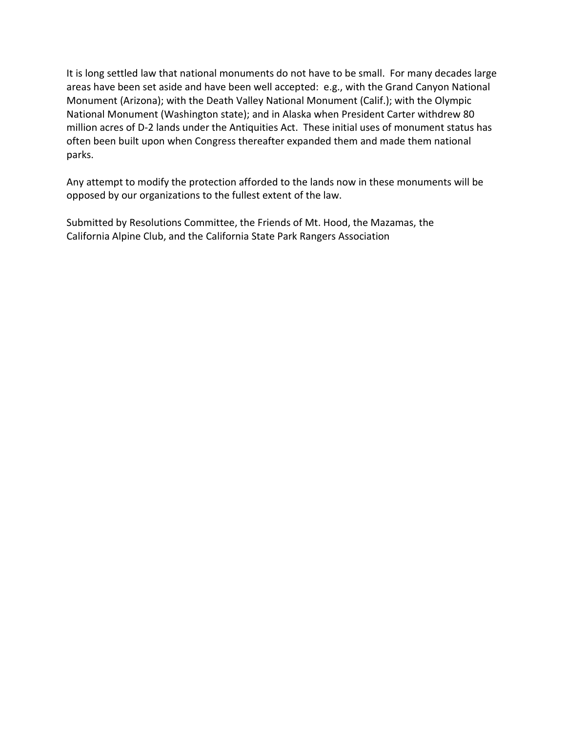It is long settled law that national monuments do not have to be small. For many decades large areas have been set aside and have been well accepted: e.g., with the Grand Canyon National Monument (Arizona); with the Death Valley National Monument (Calif.); with the Olympic National Monument (Washington state); and in Alaska when President Carter withdrew 80 million acres of D-2 lands under the Antiquities Act. These initial uses of monument status has often been built upon when Congress thereafter expanded them and made them national parks.

Any attempt to modify the protection afforded to the lands now in these monuments will be opposed by our organizations to the fullest extent of the law.

Submitted by Resolutions Committee, the Friends of Mt. Hood, the Mazamas, the California Alpine Club, and the California State Park Rangers Association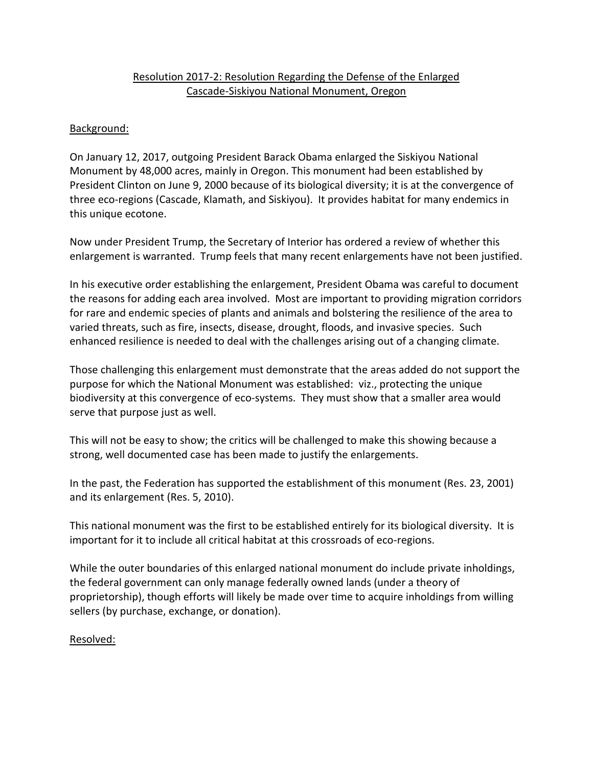<u>Resolution 2017-2: Resolution Regarding the Defense of the Enlarged Cascade-Siskiyou National Monument, Oregon</u>

<u>Background:</u>

On January 12, 2017, outgoing President Barack Obama enlarged the Siskiyou National Monument by 48,000 acres, mainly in Oregon. This monument had been established by President Clinton on June 9, 2000 because of its biological diversity; it is at the convergence of three eco-regions (Cascade, Klamath, and Siskiyou). It provides habitat for many endemics in this unique ecotone.

Now under President Trump, the Secretary of Interior has ordered a review of whether this enlargement is warranted. Trump feels that many recent enlargements have not been justified.

In his executive order establishing the enlargement, President Obama was careful to document the reasons for adding each area involved. Most are important to providing migration corridors for rare and endemic species of plants and animals and bolstering the resilience of the area to varied threats, such as fire, insects, disease, drought, floods, and invasive species. Such enhanced resilience is needed to deal with the challenges arising out of a changing climate.

Those challenging this enlargement must demonstrate that the areas added do not support the purpose for which the National Monument was established: viz., protecting the unique biodiversity at this convergence of eco-systems. They must show that a smaller area would serve that purpose just as well.

This will not be easy to show; the critics will be challenged to make this showing because a strong, well documented case has been made to justify the enlargements.

In the past, the Federation has supported the establishment of this monument (Res. 23, 2001) and its enlargement (Res. 5, 2010).

This national monument was the first to be established entirely for its biological diversity. It is important for it to include all critical habitat at this crossroads of eco-regions.

While the outer boundaries of this enlarged national monument do include private inholdings, the federal government can only manage federally owned lands (under a theory of proprietorship), though efforts will likely be made over time to acquire inholdings from willing sellers (by purchase, exchange, or donation).

<u>Resolved:</u>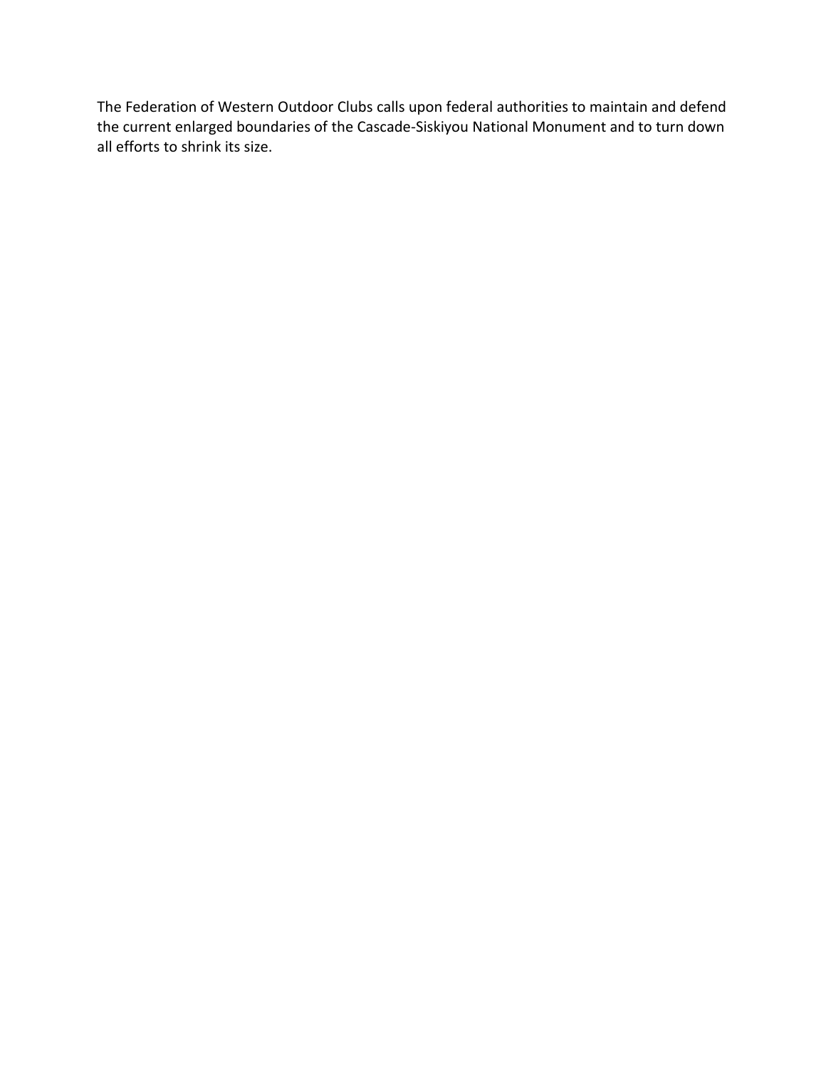The Federation of Western Outdoor Clubs calls upon federal authorities to maintain and defend the current enlarged boundaries of the Cascade-Siskiyou National Monument and to turn down all efforts to shrink its size.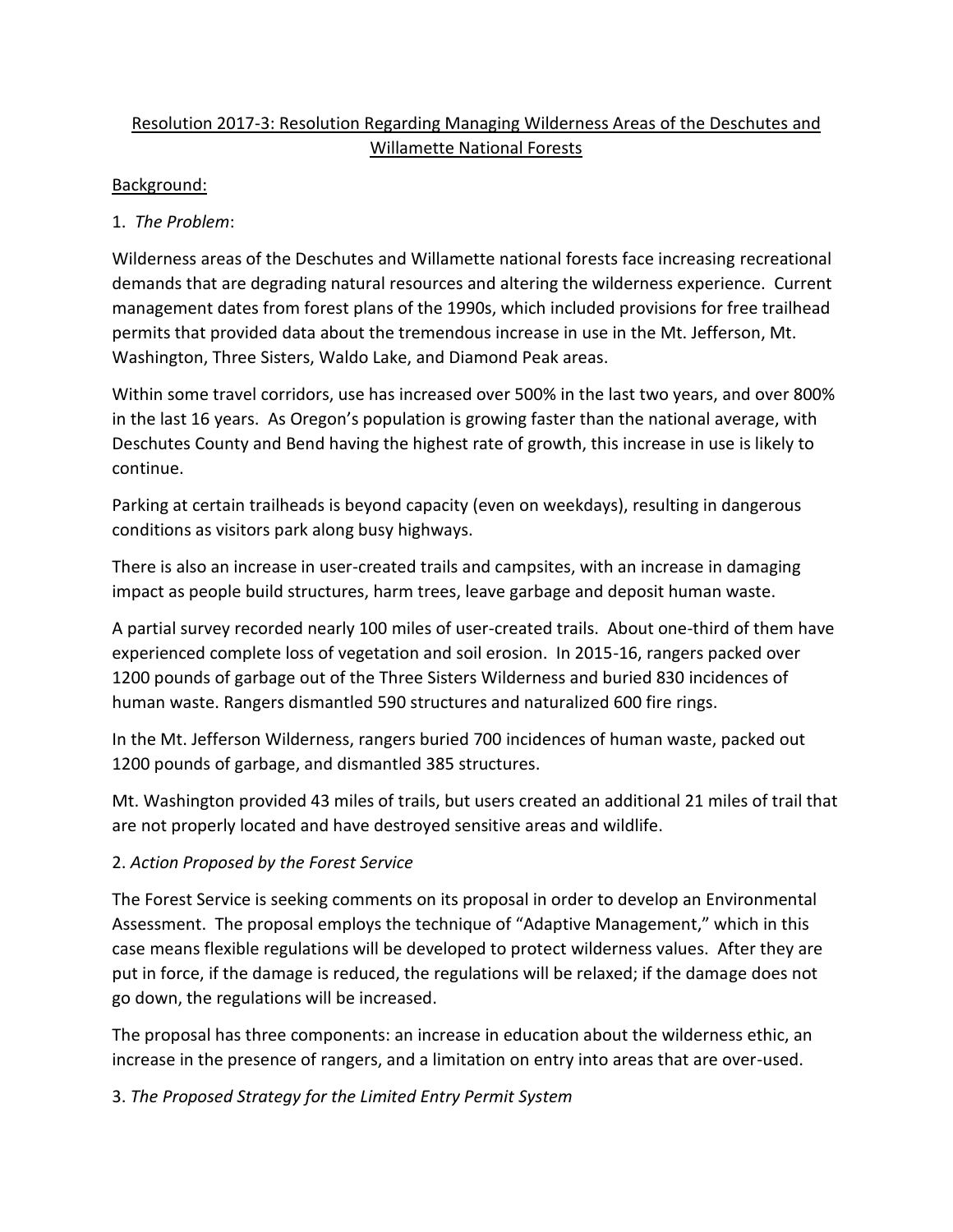## Resolution 2017-3: Resolution Regarding Managing Wilderness Areas of the Deschutes and Willamette National Forests

Background:

1. *The Problem*:

Wilderness areas of the Deschutes and Willamette national forests face increasing recreational demands that are degrading natural resources and altering the wilderness experience. Current management dates from forest plans of the 1990s, which included provisions for free trailhead permits that provided data about the tremendous increase in use in the Mt. Jefferson, Mt. Washington, Three Sisters, Waldo Lake, and Diamond Peak areas.

Within some travel corridors, use has increased over 500% in the last two years, and over 800% in the last 16 years. As Oregon's population is growing faster than the national average, with Deschutes County and Bend having the highest rate of growth, this increase in use is likely to continue.

Parking at certain trailheads is beyond capacity (even on weekdays), resulting in dangerous conditions as visitors park along busy highways.

There is also an increase in user-created trails and campsites, with an increase in damaging impact as people build structures, harm trees, leave garbage and deposit human waste.

A partial survey recorded nearly 100 miles of user-created trails. About one-third of them have experienced complete loss of vegetation and soil erosion. In 2015-16, rangers packed over 1200 pounds of garbage out of the Three Sisters Wilderness and buried 830 incidences of human waste. Rangers dismantled 590 structures and naturalized 600 fire rings.

In the Mt. Jefferson Wilderness, rangers buried 700 incidences of human waste, packed out 1200 pounds of garbage, and dismantled 385 structures.

Mt. Washington provided 43 miles of trails, but users created an additional 21 miles of trail that are not properly located and have destroyed sensitive areas and wildlife.

2. *Action Proposed by the Forest Service*

The Forest Service is seeking comments on its proposal in order to develop an Environmental Assessment. The proposal employs the technique of "Adaptive Management," which in this case means flexible regulations will be developed to protect wilderness values. After they are put in force, if the damage is reduced, the regulations will be relaxed; if the damage does not go down, the regulations will be increased.

The proposal has three components: an increase in education about the wilderness ethic, an increase in the presence of rangers, and a limitation on entry into areas that are over-used.

3. *The Proposed Strategy for the Limited Entry Permit System*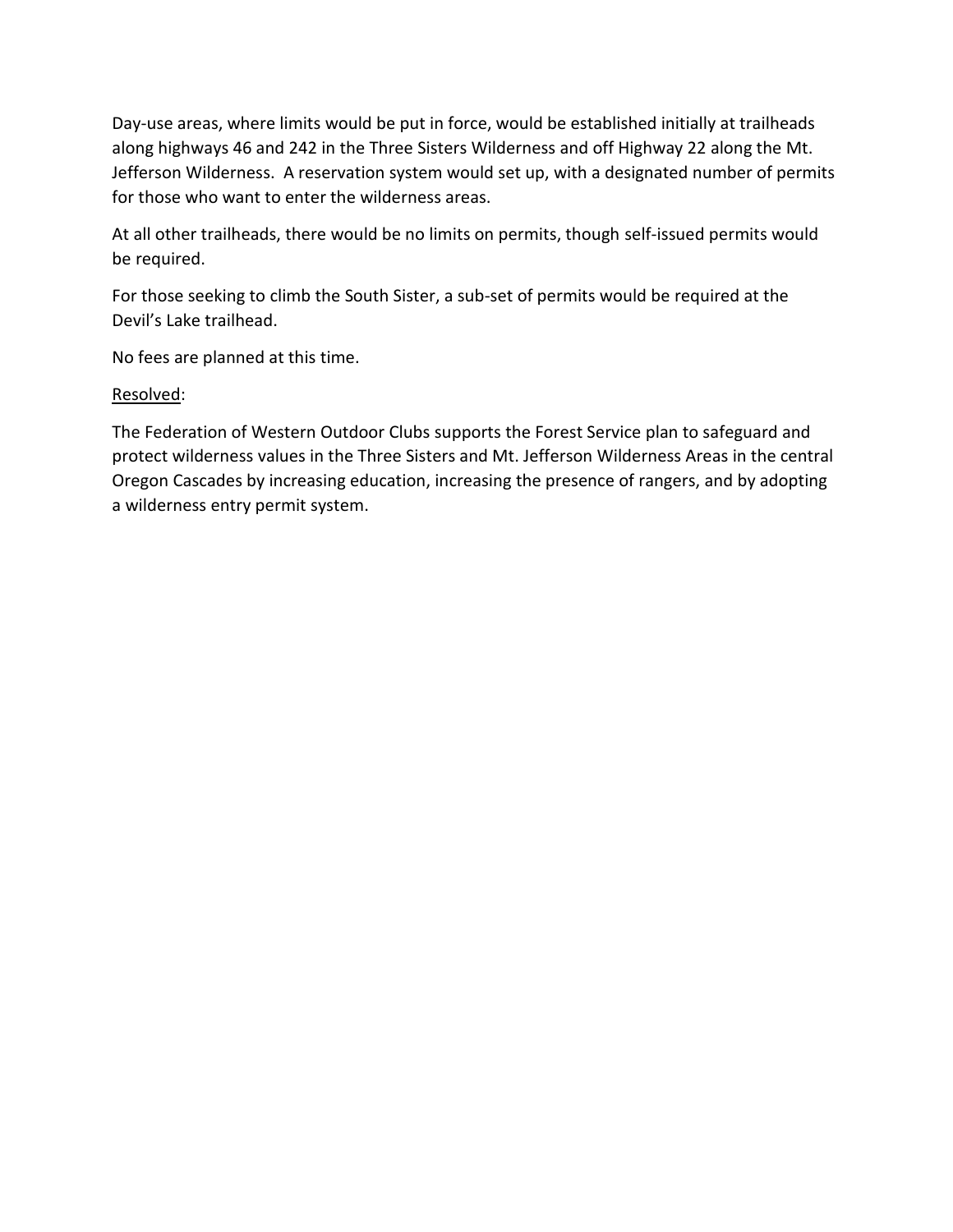Day-use areas, where limits would be put in force, would be established initially at trailheads along highways 46 and 242 in the Three Sisters Wilderness and off Highway 22 along the Mt. Jefferson Wilderness. A reservation system would set up, with a designated number of permits for those who want to enter the wilderness areas.

At all other trailheads, there would be no limits on permits, though self-issued permits would be required.

For those seeking to climb the South Sister, a sub-set of permits would be required at the Devil's Lake trailhead.

No fees are planned at this time.

<u>Resolved</u>:

The Federation of Western Outdoor Clubs supports the Forest Service plan to safeguard and protect wilderness values in the Three Sisters and Mt. Jefferson Wilderness Areas in the central Oregon Cascades by increasing education, increasing the presence of rangers, and by adopting a wilderness entry permit system.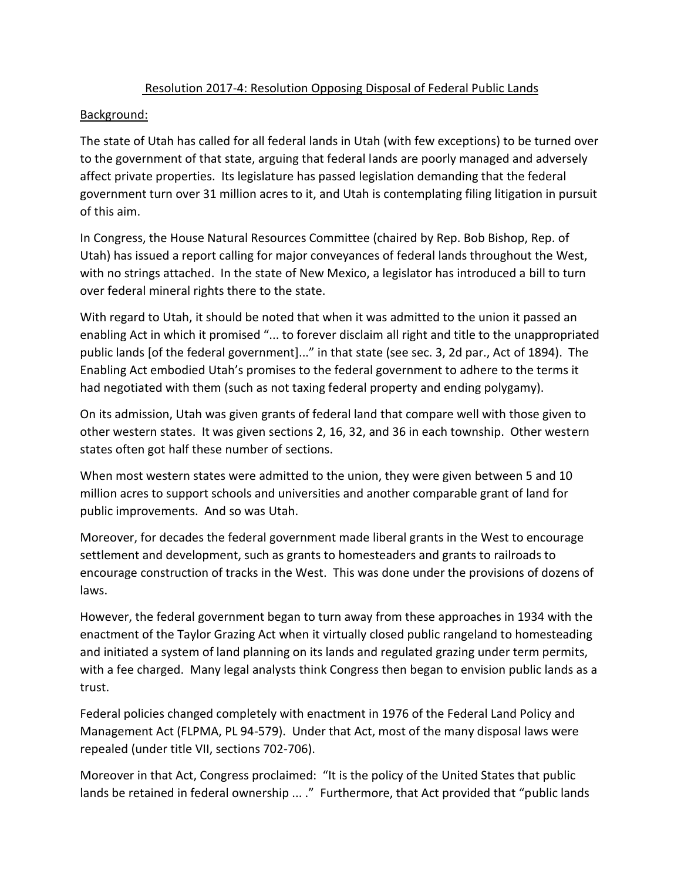Resolution 2017-4: Resolution Opposing Disposal of Federal Public Lands

Background:

The state of Utah has called for all federal lands in Utah (with few exceptions) to be turned over to the government of that state, arguing that federal lands are poorly managed and adversely affect private properties. Its legislature has passed legislation demanding that the federal government turn over 31 million acres to it, and Utah is contemplating filing litigation in pursuit of this aim.

In Congress, the House Natural Resources Committee (chaired by Rep. Bob Bishop, Rep. of Utah) has issued a report calling for major conveyances of federal lands throughout the West, with no strings attached. In the state of New Mexico, a legislator has introduced a bill to turn over federal mineral rights there to the state.

With regard to Utah, it should be noted that when it was admitted to the union it passed an enabling Act in which it promised "... to forever disclaim all right and title to the unappropriated public lands [of the federal government]..." in that state (see sec. 3, 2d par., Act of 1894). The Enabling Act embodied Utah's promises to the federal government to adhere to the terms it had negotiated with them (such as not taxing federal property and ending polygamy).

On its admission, Utah was given grants of federal land that compare well with those given to other western states. It was given sections 2, 16, 32, and 36 in each township. Other western states often got half these number of sections.

When most western states were admitted to the union, they were given between 5 and 10 million acres to support schools and universities and another comparable grant of land for public improvements. And so was Utah.

Moreover, for decades the federal government made liberal grants in the West to encourage settlement and development, such as grants to homesteaders and grants to railroads to encourage construction of tracks in the West. This was done under the provisions of dozens of laws.

However, the federal government began to turn away from these approaches in 1934 with the enactment of the Taylor Grazing Act when it virtually closed public rangeland to homesteading and initiated a system of land planning on its lands and regulated grazing under term permits, with a fee charged. Many legal analysts think Congress then began to envision public lands as a trust.

Federal policies changed completely with enactment in 1976 of the Federal Land Policy and Management Act (FLPMA, PL 94-579). Under that Act, most of the many disposal laws were repealed (under title VII, sections 702-706).

Moreover in that Act, Congress proclaimed: "It is the policy of the United States that public lands be retained in federal ownership ... ." Furthermore, that Act provided that "public lands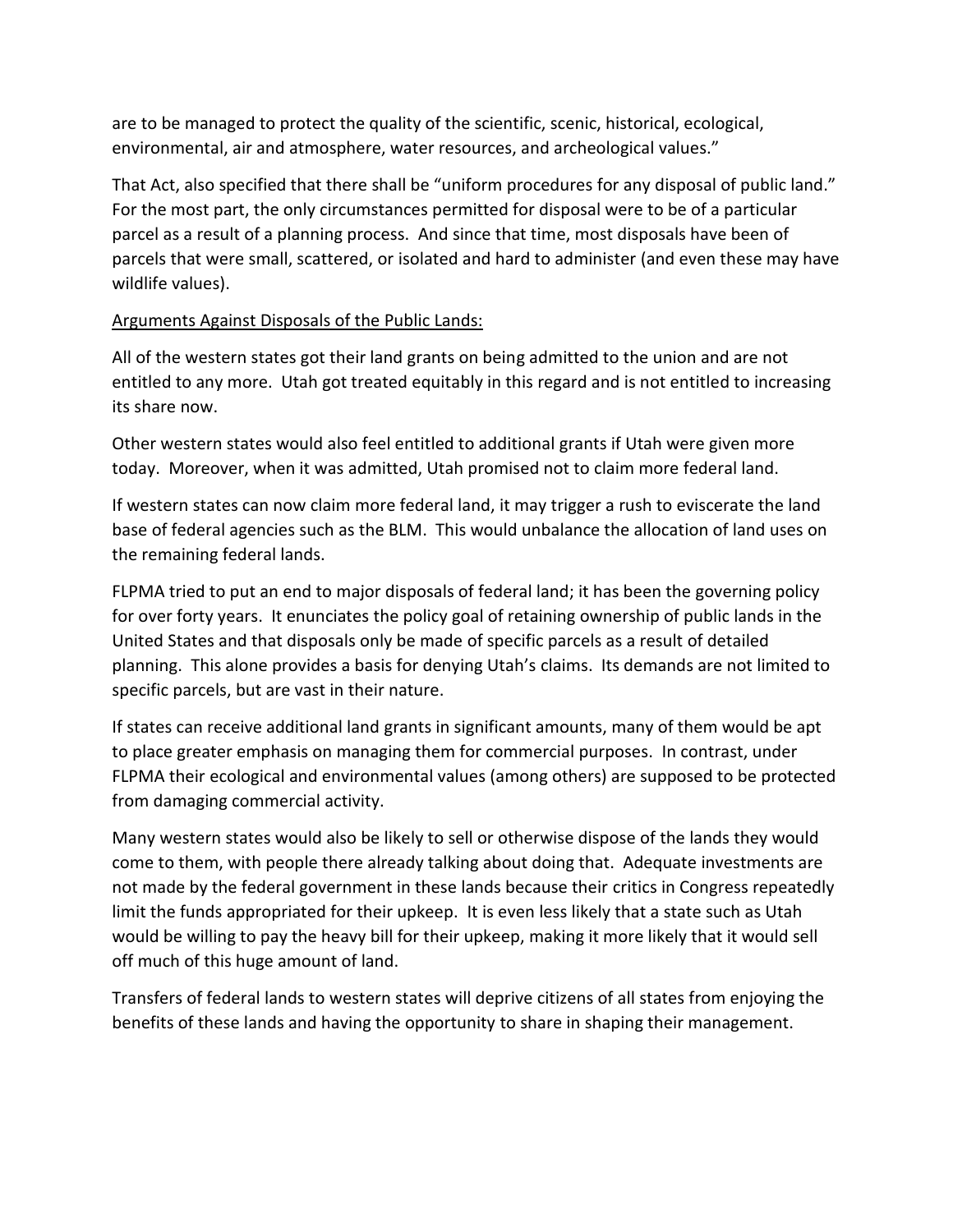are to be managed to protect the quality of the scientific, scenic, historical, ecological, environmental, air and atmosphere, water resources, and archeological values."

That Act, also specified that there shall be "uniform procedures for any disposal of public land." For the most part, the only circumstances permitted for disposal were to be of a particular parcel as a result of a planning process. And since that time, most disposals have been of parcels that were small, scattered, or isolated and hard to administer (and even these may have wildlife values).

Arguments Against Disposals of the Public Lands:

All of the western states got their land grants on being admitted to the union and are not entitled to any more. Utah got treated equitably in this regard and is not entitled to increasing its share now.

Other western states would also feel entitled to additional grants if Utah were given more today. Moreover, when it was admitted, Utah promised not to claim more federal land.

If western states can now claim more federal land, it may trigger a rush to eviscerate the land base of federal agencies such as the BLM. This would unbalance the allocation of land uses on the remaining federal lands.

FLPMA tried to put an end to major disposals of federal land; it has been the governing policy for over forty years. It enunciates the policy goal of retaining ownership of public lands in the United States and that disposals only be made of specific parcels as a result of detailed planning. This alone provides a basis for denying Utah's claims. Its demands are not limited to specific parcels, but are vast in their nature.

If states can receive additional land grants in significant amounts, many of them would be apt to place greater emphasis on managing them for commercial purposes. In contrast, under FLPMA their ecological and environmental values (among others) are supposed to be protected from damaging commercial activity.

Many western states would also be likely to sell or otherwise dispose of the lands they would come to them, with people there already talking about doing that. Adequate investments are not made by the federal government in these lands because their critics in Congress repeatedly limit the funds appropriated for their upkeep. It is even less likely that a state such as Utah would be willing to pay the heavy bill for their upkeep, making it more likely that it would sell off much of this huge amount of land.

Transfers of federal lands to western states will deprive citizens of all states from enjoying the benefits of these lands and having the opportunity to share in shaping their management.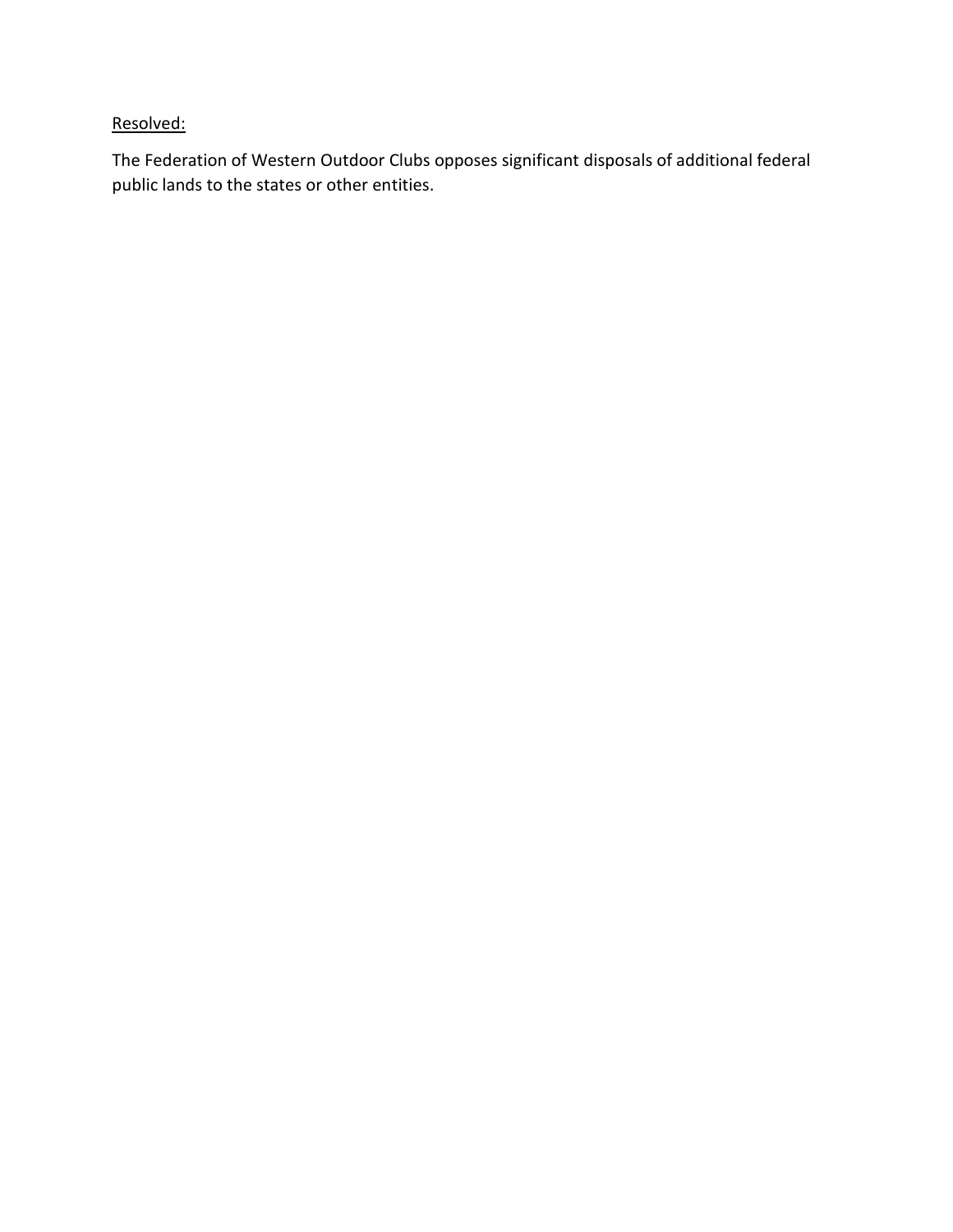<u>Resolved:</u>

The Federation of Western Outdoor Clubs opposes significant disposals of additional federal public lands to the states or other entities.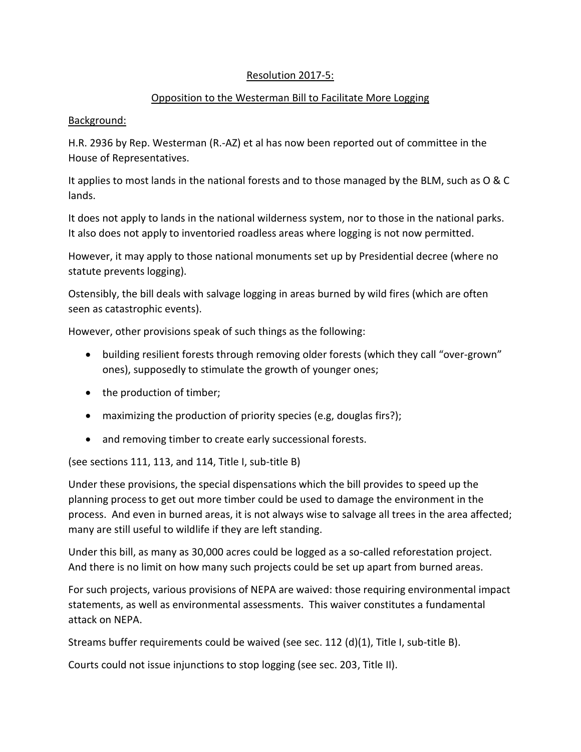Resolution 2017-5:

Opposition to the Westerman Bill to Facilitate More Logging

Background:

H.R. 2936 by Rep. Westerman (R.-AZ) et al has now been reported out of committee in the House of Representatives.

It applies to most lands in the national forests and to those managed by the BLM, such as O & C lands.

It does not apply to lands in the national wilderness system, nor to those in the national parks. It also does not apply to inventoried roadless areas where logging is not now permitted.

However, it may apply to those national monuments set up by Presidential decree (where no statute prevents logging).

Ostensibly, the bill deals with salvage logging in areas burned by wild fires (which are often seen as catastrophic events).

However, other provisions speak of such things as the following:

- building resilient forests through removing older forests (which they call "over-grown" ones), supposedly to stimulate the growth of younger ones;
- the production of timber;
- maximizing the production of priority species (e.g, douglas firs?);
- and removing timber to create early successional forests.

(see sections 111, 113, and 114, Title I, sub-title B)

Under these provisions, the special dispensations which the bill provides to speed up the planning process to get out more timber could be used to damage the environment in the process. And even in burned areas, it is not always wise to salvage all trees in the area affected; many are still useful to wildlife if they are left standing.

Under this bill, as many as 30,000 acres could be logged as a so-called reforestation project. And there is no limit on how many such projects could be set up apart from burned areas.

For such projects, various provisions of NEPA are waived: those requiring environmental impact statements, as well as environmental assessments. This waiver constitutes a fundamental attack on NEPA.

Streams buffer requirements could be waived (see sec. 112 (d)(1), Title I, sub-title B).

Courts could not issue injunctions to stop logging (see sec. 203, Title II).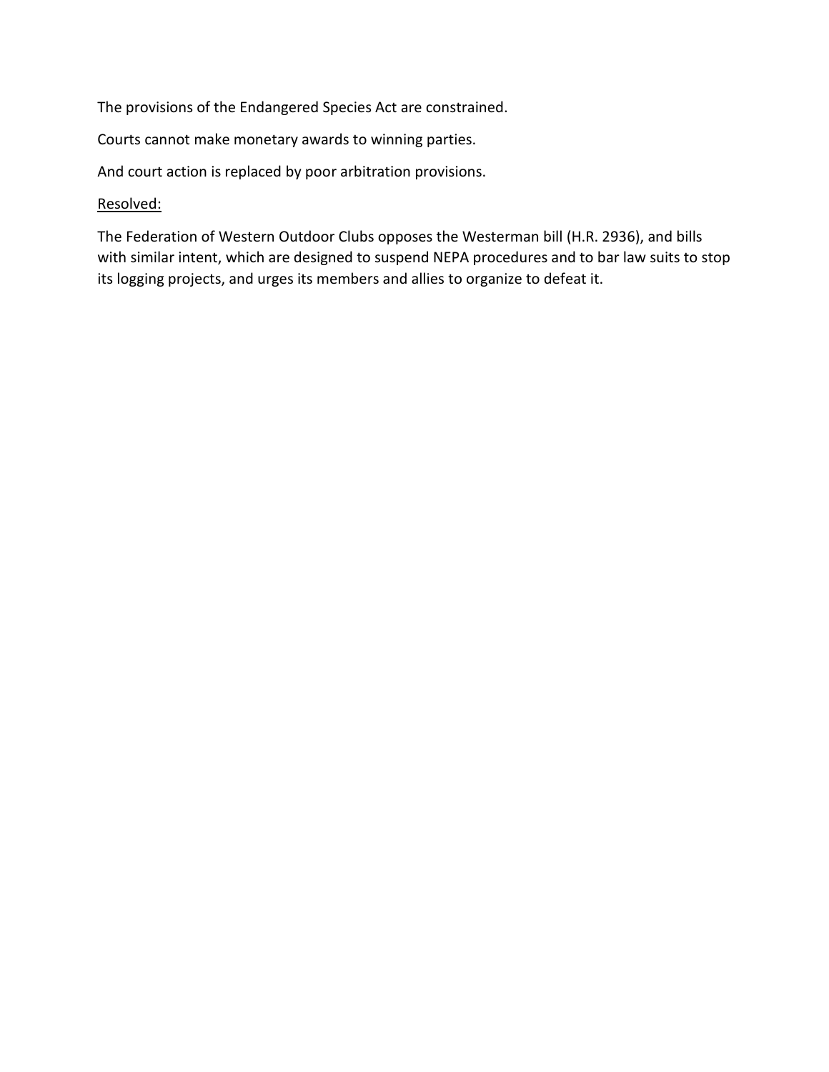The provisions of the Endangered Species Act are constrained.

Courts cannot make monetary awards to winning parties.

And court action is replaced by poor arbitration provisions.

<u>Resolved:</u>

The Federation of Western Outdoor Clubs opposes the Westerman bill (H.R. 2936), and bills with similar intent, which are designed to suspend NEPA procedures and to bar law suits to stop its logging projects, and urges its members and allies to organize to defeat it.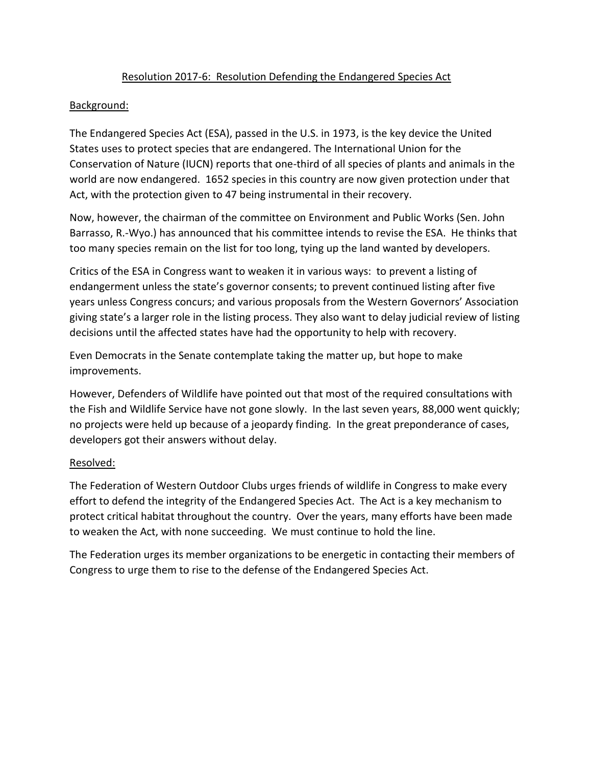## Resolution 2017-6: Resolution Defending the Endangered Species Act

### Background:

The Endangered Species Act (ESA), passed in the U.S. in 1973, is the key device the United States uses to protect species that are endangered. The International Union for the Conservation of Nature (IUCN) reports that one-third of all species of plants and animals in the world are now endangered. 1652 species in this country are now given protection under that Act, with the protection given to 47 being instrumental in their recovery.

Now, however, the chairman of the committee on Environment and Public Works (Sen. John Barrasso, R.-Wyo.) has announced that his committee intends to revise the ESA. He thinks that too many species remain on the list for too long, tying up the land wanted by developers.

Critics of the ESA in Congress want to weaken it in various ways: to prevent a listing of endangerment unless the state's governor consents; to prevent continued listing after five years unless Congress concurs; and various proposals from the Western Governors' Association giving state's a larger role in the listing process. They also want to delay judicial review of listing decisions until the affected states have had the opportunity to help with recovery.

Even Democrats in the Senate contemplate taking the matter up, but hope to make improvements.

However, Defenders of Wildlife have pointed out that most of the required consultations with the Fish and Wildlife Service have not gone slowly. In the last seven years, 88,000 went quickly; no projects were held up because of a jeopardy finding. In the great preponderance of cases, developers got their answers without delay.

### Resolved:

The Federation of Western Outdoor Clubs urges friends of wildlife in Congress to make every effort to defend the integrity of the Endangered Species Act. The Act is a key mechanism to protect critical habitat throughout the country. Over the years, many efforts have been made to weaken the Act, with none succeeding. We must continue to hold the line.

The Federation urges its member organizations to be energetic in contacting their members of Congress to urge them to rise to the defense of the Endangered Species Act.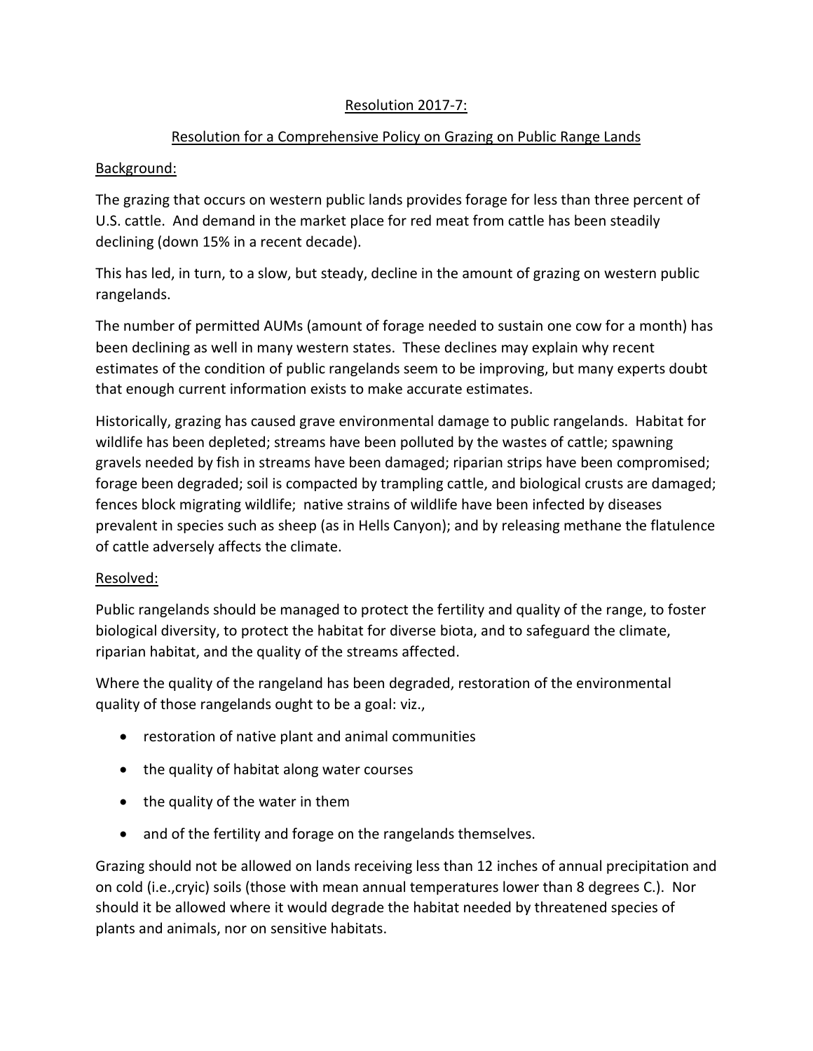# Resolution 2017-7:

## Resolution for a Comprehensive Policy on Grazing on Public Range Lands

### Background:

The grazing that occurs on western public lands provides forage for less than three percent of U.S. cattle. And demand in the market place for red meat from cattle has been steadily declining (down 15% in a recent decade).

This has led, in turn, to a slow, but steady, decline in the amount of grazing on western public rangelands.

The number of permitted AUMs (amount of forage needed to sustain one cow for a month) has been declining as well in many western states. These declines may explain why recent estimates of the condition of public rangelands seem to be improving, but many experts doubt that enough current information exists to make accurate estimates.

Historically, grazing has caused grave environmental damage to public rangelands. Habitat for wildlife has been depleted; streams have been polluted by the wastes of cattle; spawning gravels needed by fish in streams have been damaged; riparian strips have been compromised; forage been degraded; soil is compacted by trampling cattle, and biological crusts are damaged; fences block migrating wildlife; native strains of wildlife have been infected by diseases prevalent in species such as sheep (as in Hells Canyon); and by releasing methane the flatulence of cattle adversely affects the climate.

### Resolved:

Public rangelands should be managed to protect the fertility and quality of the range, to foster biological diversity, to protect the habitat for diverse biota, and to safeguard the climate, riparian habitat, and the quality of the streams affected.

Where the quality of the rangeland has been degraded, restoration of the environmental quality of those rangelands ought to be a goal: viz.,

- restoration of native plant and animal communities
- the quality of habitat along water courses
- the quality of the water in them
- and of the fertility and forage on the rangelands themselves.

Grazing should not be allowed on lands receiving less than 12 inches of annual precipitation and on cold (i.e.,cryic) soils (those with mean annual temperatures lower than 8 degrees C.). Nor should it be allowed where it would degrade the habitat needed by threatened species of plants and animals, nor on sensitive habitats.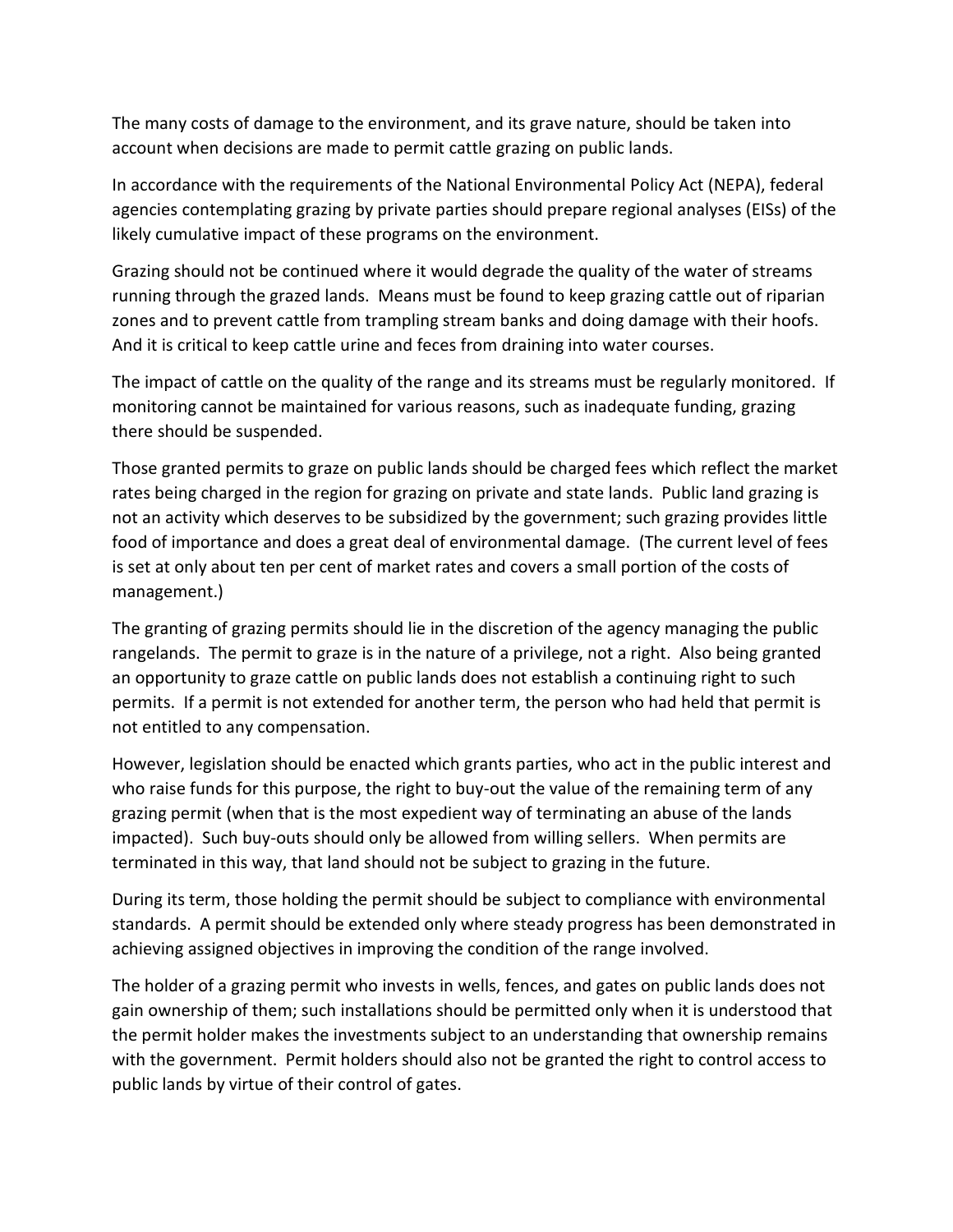The many costs of damage to the environment, and its grave nature, should be taken into account when decisions are made to permit cattle grazing on public lands.

In accordance with the requirements of the National Environmental Policy Act (NEPA), federal agencies contemplating grazing by private parties should prepare regional analyses (EISs) of the likely cumulative impact of these programs on the environment.

Grazing should not be continued where it would degrade the quality of the water of streams running through the grazed lands.  Means must be found to keep grazing cattle out of riparian zones and to prevent cattle from trampling stream banks and doing damage with their hoofs.  And it is critical to keep cattle urine and feces from draining into water courses.

The impact of cattle on the quality of the range and its streams must be regularly monitored.  If monitoring cannot be maintained for various reasons, such as inadequate funding, grazing there should be suspended.

Those granted permits to graze on public lands should be charged fees which reflect the market rates being charged in the region for grazing on private and state lands.  Public land grazing is not an activity which deserves to be subsidized by the government; such grazing provides little food of importance and does a great deal of environmental damage.  (The current level of fees is set at only about ten per cent of market rates and covers a small portion of the costs of management.)

The granting of grazing permits should lie in the discretion of the agency managing the public rangelands.  The permit to graze is in the nature of a privilege, not a right.  Also being granted an opportunity to graze cattle on public lands does not establish a continuing right to such permits.  If a permit is not extended for another term, the person who had held that permit is not entitled to any compensation.

However, legislation should be enacted which grants parties, who act in the public interest and who raise funds for this purpose, the right to buy-out the value of the remaining term of any grazing permit (when that is the most expedient way of terminating an abuse of the lands impacted).  Such buy-outs should only be allowed from willing sellers.  When permits are terminated in this way, that land should not be subject to grazing in the future.

During its term, those holding the permit should be subject to compliance with environmental standards.  A permit should be extended only where steady progress has been demonstrated in achieving assigned objectives in improving the condition of the range involved.

The holder of a grazing permit who invests in wells, fences, and gates on public lands does not gain ownership of them; such installations should be permitted only when it is understood that the permit holder makes the investments subject to an understanding that ownership remains with the government.  Permit holders should also not be granted the right to control access to public lands by virtue of their control of gates.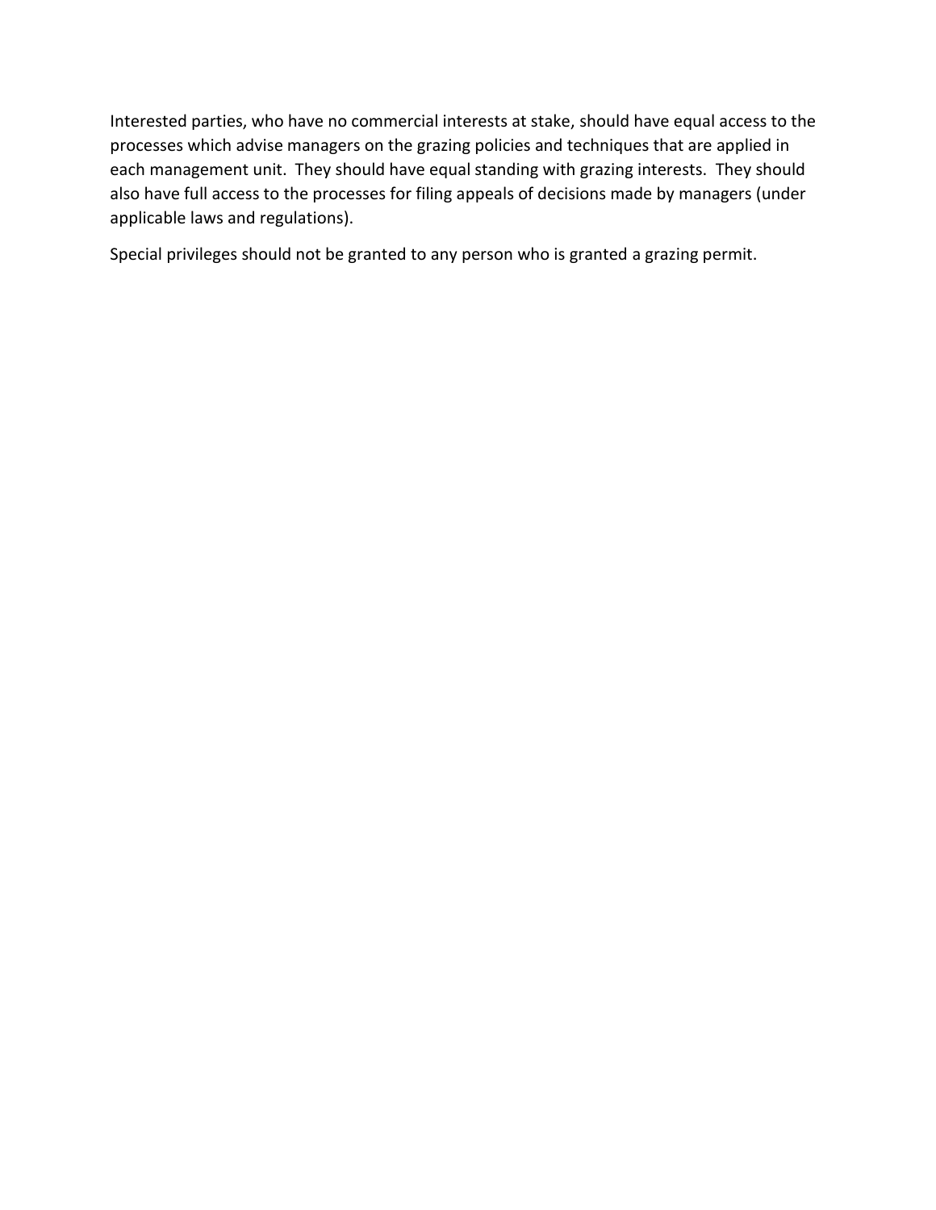Interested parties, who have no commercial interests at stake, should have equal access to the processes which advise managers on the grazing policies and techniques that are applied in each management unit. They should have equal standing with grazing interests. They should also have full access to the processes for filing appeals of decisions made by managers (under applicable laws and regulations).

Special privileges should not be granted to any person who is granted a grazing permit.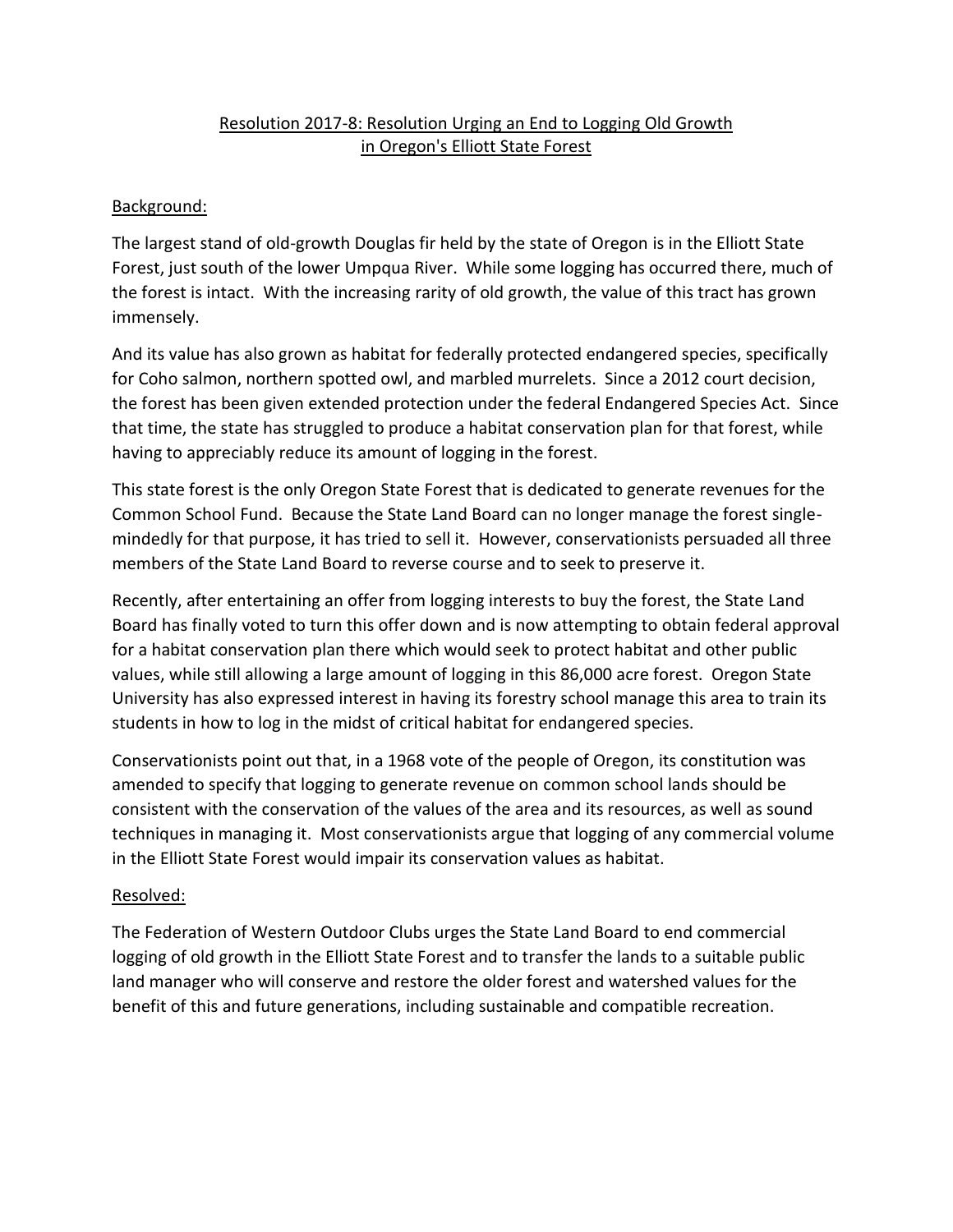# Resolution 2017-8: Resolution Urging an End to Logging Old Growth in Oregon's Elliott State Forest

## Background:

The largest stand of old-growth Douglas fir held by the state of Oregon is in the Elliott State Forest, just south of the lower Umpqua River. While some logging has occurred there, much of the forest is intact. With the increasing rarity of old growth, the value of this tract has grown immensely.

And its value has also grown as habitat for federally protected endangered species, specifically for Coho salmon, northern spotted owl, and marbled murrelets. Since a 2012 court decision, the forest has been given extended protection under the federal Endangered Species Act. Since that time, the state has struggled to produce a habitat conservation plan for that forest, while having to appreciably reduce its amount of logging in the forest.

This state forest is the only Oregon State Forest that is dedicated to generate revenues for the Common School Fund. Because the State Land Board can no longer manage the forest single-mindedly for that purpose, it has tried to sell it. However, conservationists persuaded all three members of the State Land Board to reverse course and to seek to preserve it.

Recently, after entertaining an offer from logging interests to buy the forest, the State Land Board has finally voted to turn this offer down and is now attempting to obtain federal approval for a habitat conservation plan there which would seek to protect habitat and other public values, while still allowing a large amount of logging in this 86,000 acre forest. Oregon State University has also expressed interest in having its forestry school manage this area to train its students in how to log in the midst of critical habitat for endangered species.

Conservationists point out that, in a 1968 vote of the people of Oregon, its constitution was amended to specify that logging to generate revenue on common school lands should be consistent with the conservation of the values of the area and its resources, as well as sound techniques in managing it. Most conservationists argue that logging of any commercial volume in the Elliott State Forest would impair its conservation values as habitat.

## Resolved:

The Federation of Western Outdoor Clubs urges the State Land Board to end commercial logging of old growth in the Elliott State Forest and to transfer the lands to a suitable public land manager who will conserve and restore the older forest and watershed values for the benefit of this and future generations, including sustainable and compatible recreation.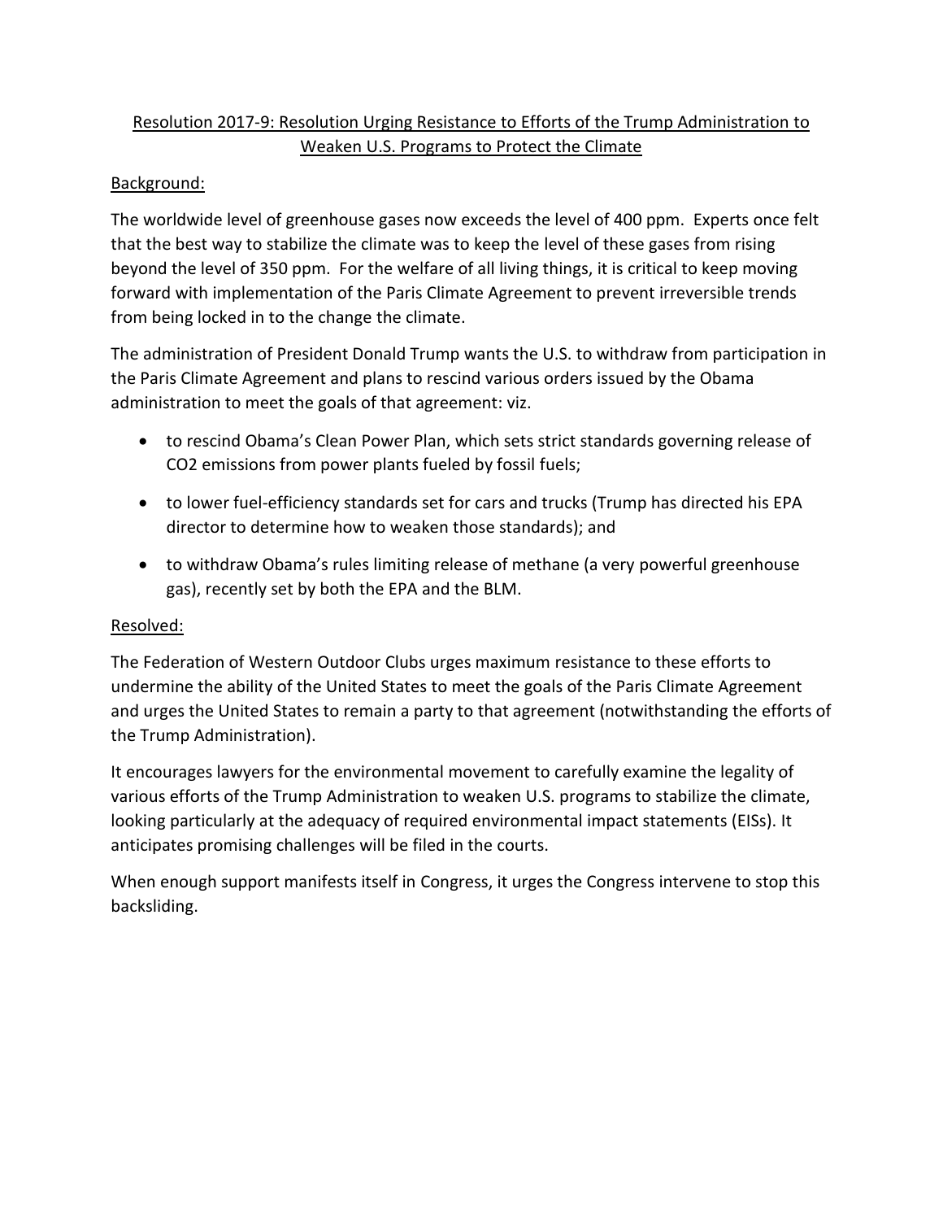<u>Resolution 2017-9: Resolution Urging Resistance to Efforts of the Trump Administration to Weaken U.S. Programs to Protect the Climate</u>

<u>Background:</u>

The worldwide level of greenhouse gases now exceeds the level of 400 ppm. Experts once felt that the best way to stabilize the climate was to keep the level of these gases from rising beyond the level of 350 ppm. For the welfare of all living things, it is critical to keep moving forward with implementation of the Paris Climate Agreement to prevent irreversible trends from being locked in to the change the climate.

The administration of President Donald Trump wants the U.S. to withdraw from participation in the Paris Climate Agreement and plans to rescind various orders issued by the Obama administration to meet the goals of that agreement: viz.

- to rescind Obama's Clean Power Plan, which sets strict standards governing release of CO2 emissions from power plants fueled by fossil fuels;
- to lower fuel-efficiency standards set for cars and trucks (Trump has directed his EPA director to determine how to weaken those standards); and
- to withdraw Obama's rules limiting release of methane (a very powerful greenhouse gas), recently set by both the EPA and the BLM.

<u>Resolved:</u>

The Federation of Western Outdoor Clubs urges maximum resistance to these efforts to undermine the ability of the United States to meet the goals of the Paris Climate Agreement and urges the United States to remain a party to that agreement (notwithstanding the efforts of the Trump Administration).

It encourages lawyers for the environmental movement to carefully examine the legality of various efforts of the Trump Administration to weaken U.S. programs to stabilize the climate, looking particularly at the adequacy of required environmental impact statements (EISs). It anticipates promising challenges will be filed in the courts.

When enough support manifests itself in Congress, it urges the Congress intervene to stop this backsliding.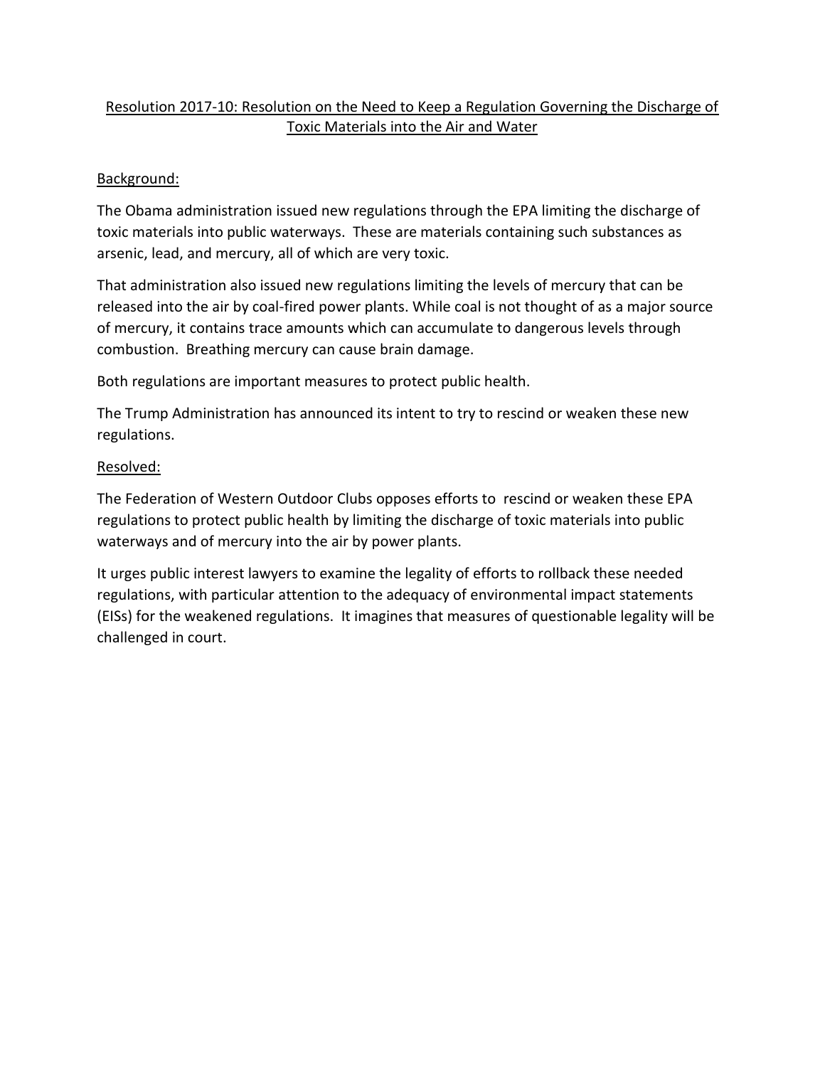Resolution 2017-10: Resolution on the Need to Keep a Regulation Governing the Discharge of Toxic Materials into the Air and Water

Background:

The Obama administration issued new regulations through the EPA limiting the discharge of toxic materials into public waterways. These are materials containing such substances as arsenic, lead, and mercury, all of which are very toxic.

That administration also issued new regulations limiting the levels of mercury that can be released into the air by coal-fired power plants. While coal is not thought of as a major source of mercury, it contains trace amounts which can accumulate to dangerous levels through combustion. Breathing mercury can cause brain damage.

Both regulations are important measures to protect public health.

The Trump Administration has announced its intent to try to rescind or weaken these new regulations.

Resolved:

The Federation of Western Outdoor Clubs opposes efforts to rescind or weaken these EPA regulations to protect public health by limiting the discharge of toxic materials into public waterways and of mercury into the air by power plants.

It urges public interest lawyers to examine the legality of efforts to rollback these needed regulations, with particular attention to the adequacy of environmental impact statements (EISs) for the weakened regulations. It imagines that measures of questionable legality will be challenged in court.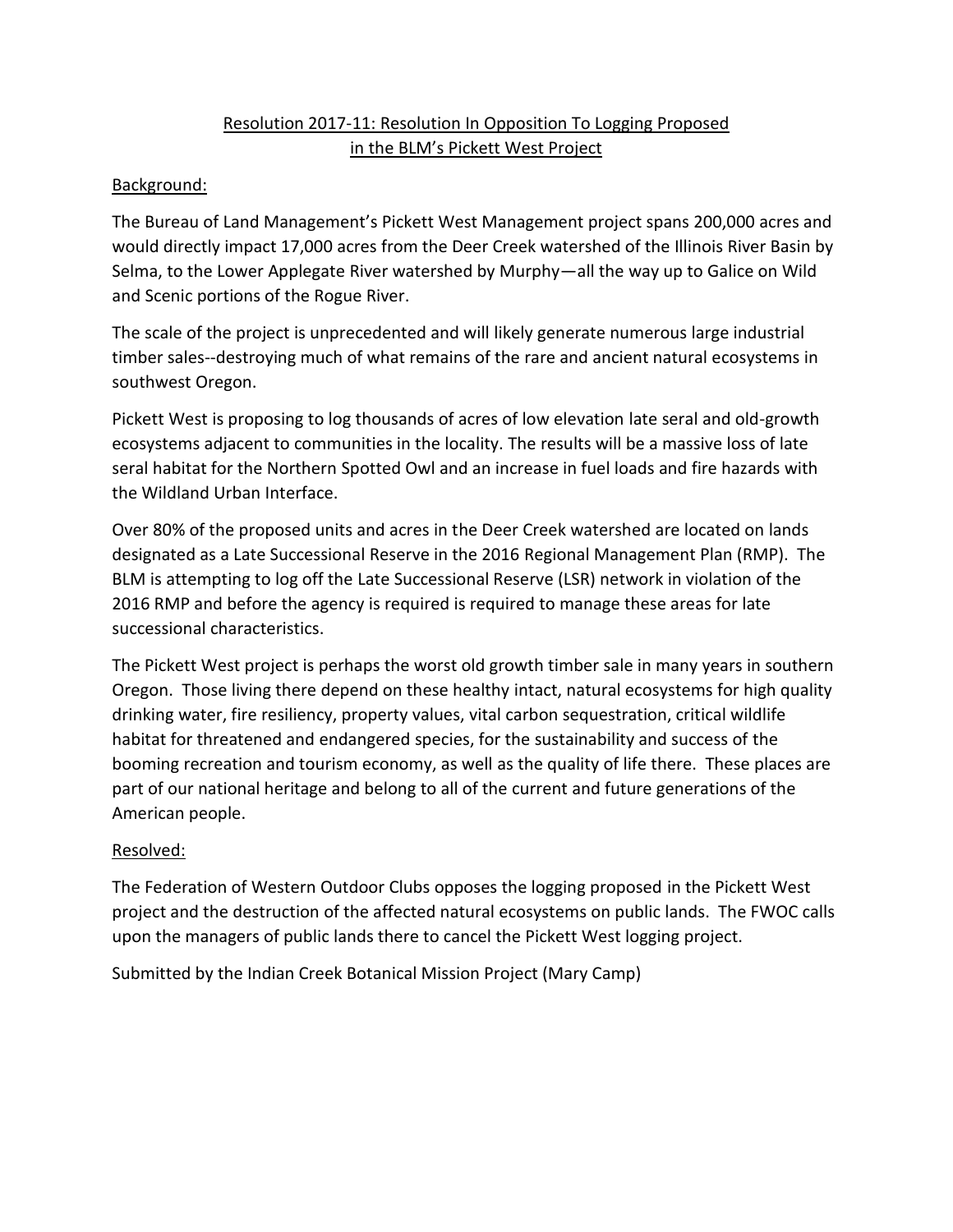# Resolution 2017-11: Resolution In Opposition To Logging Proposed in the BLM's Pickett West Project

## Background:

The Bureau of Land Management's Pickett West Management project spans 200,000 acres and would directly impact 17,000 acres from the Deer Creek watershed of the Illinois River Basin by Selma, to the Lower Applegate River watershed by Murphy—all the way up to Galice on Wild and Scenic portions of the Rogue River.

The scale of the project is unprecedented and will likely generate numerous large industrial timber sales--destroying much of what remains of the rare and ancient natural ecosystems in southwest Oregon.

Pickett West is proposing to log thousands of acres of low elevation late seral and old-growth ecosystems adjacent to communities in the locality. The results will be a massive loss of late seral habitat for the Northern Spotted Owl and an increase in fuel loads and fire hazards with the Wildland Urban Interface.

Over 80% of the proposed units and acres in the Deer Creek watershed are located on lands designated as a Late Successional Reserve in the 2016 Regional Management Plan (RMP). The BLM is attempting to log off the Late Successional Reserve (LSR) network in violation of the 2016 RMP and before the agency is required is required to manage these areas for late successional characteristics.

The Pickett West project is perhaps the worst old growth timber sale in many years in southern Oregon. Those living there depend on these healthy intact, natural ecosystems for high quality drinking water, fire resiliency, property values, vital carbon sequestration, critical wildlife habitat for threatened and endangered species, for the sustainability and success of the booming recreation and tourism economy, as well as the quality of life there. These places are part of our national heritage and belong to all of the current and future generations of the American people.

## Resolved:

The Federation of Western Outdoor Clubs opposes the logging proposed in the Pickett West project and the destruction of the affected natural ecosystems on public lands. The FWOC calls upon the managers of public lands there to cancel the Pickett West logging project.

Submitted by the Indian Creek Botanical Mission Project (Mary Camp)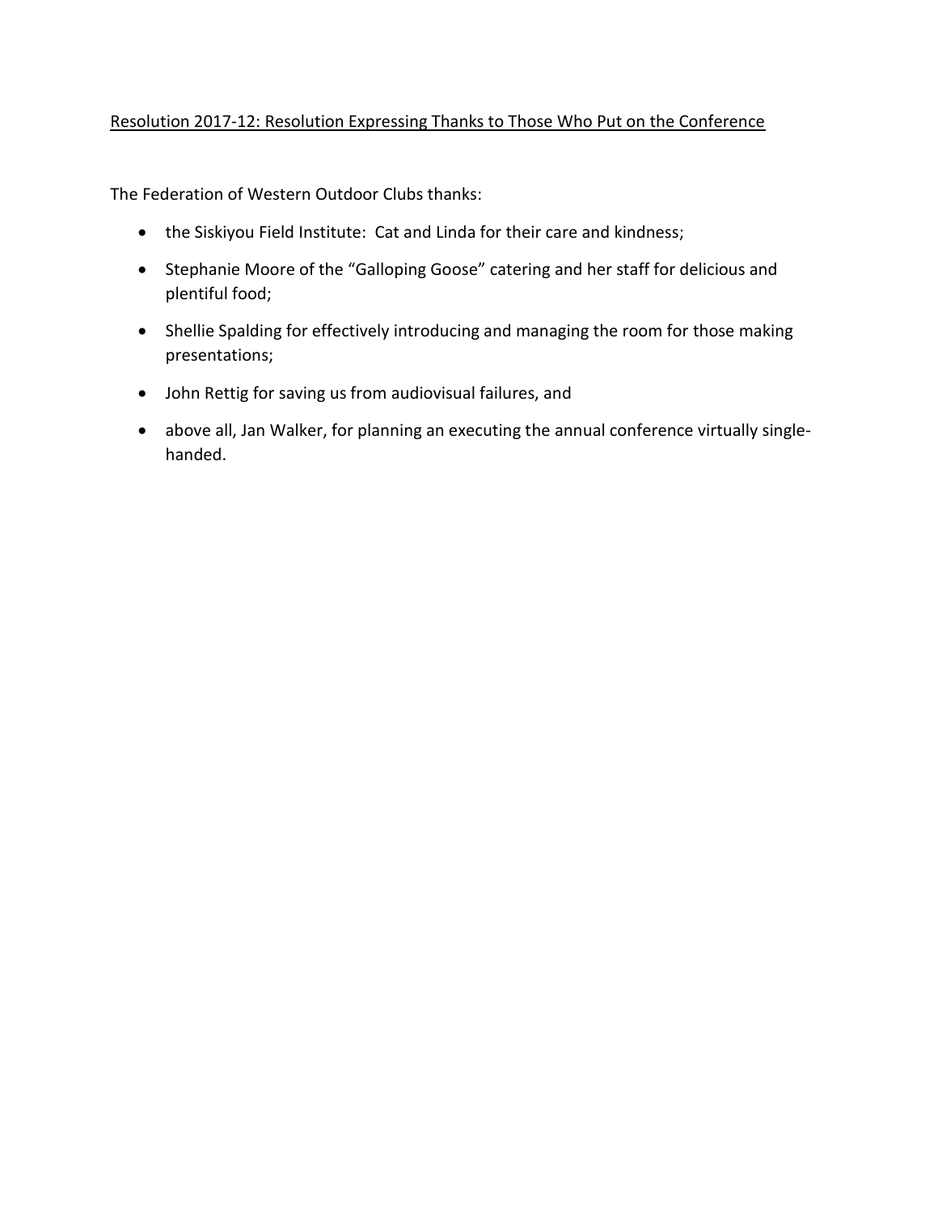<u>Resolution 2017-12: Resolution Expressing Thanks to Those Who Put on the Conference</u>

The Federation of Western Outdoor Clubs thanks:

- the Siskiyou Field Institute: Cat and Linda for their care and kindness;
- Stephanie Moore of the "Galloping Goose" catering and her staff for delicious and plentiful food;
- Shellie Spalding for effectively introducing and managing the room for those making presentations;
- John Rettig for saving us from audiovisual failures, and
- above all, Jan Walker, for planning an executing the annual conference virtually single-handed.